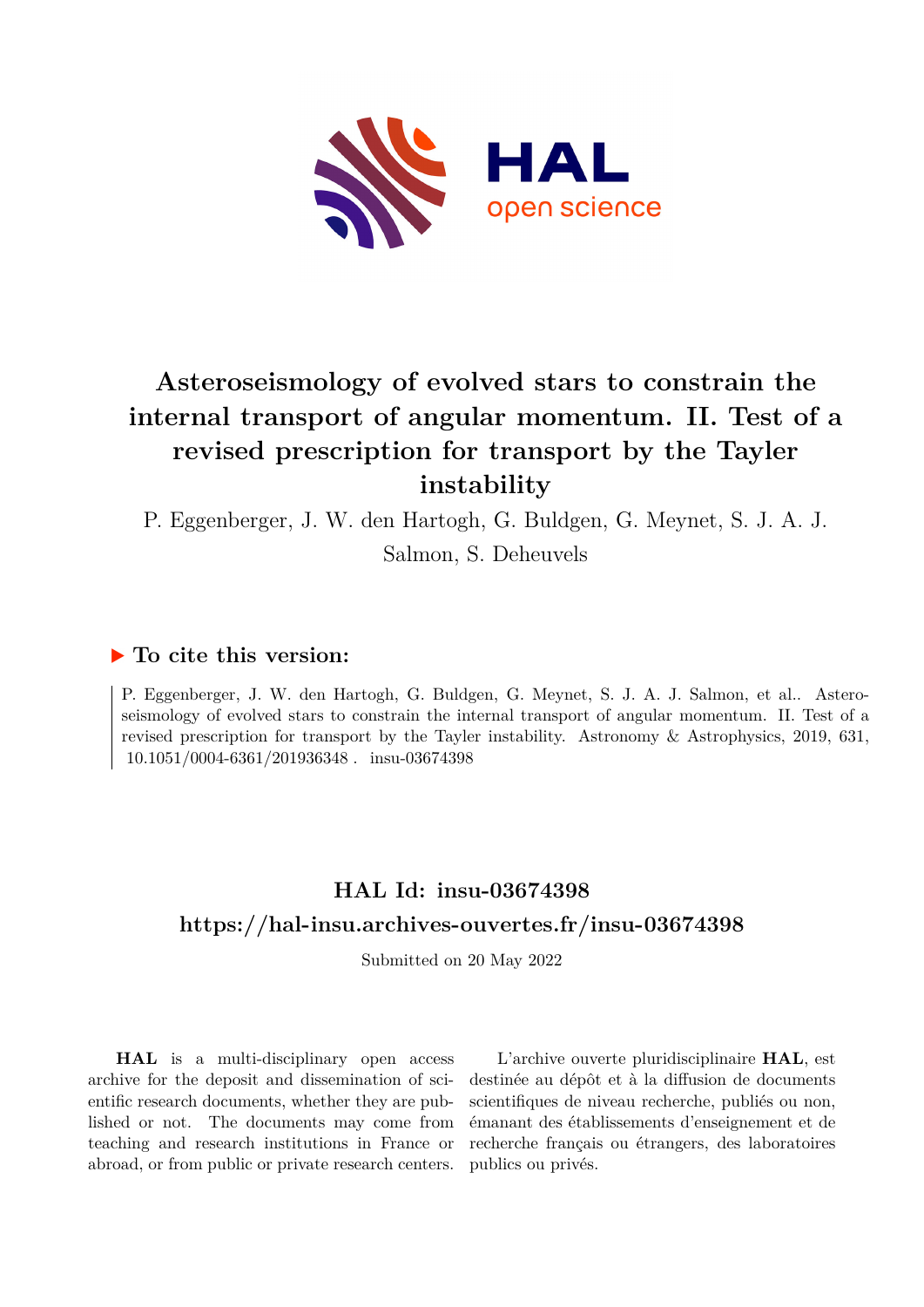# Asteroseismology of evolved stars to constrain the internal transport of angular momentum. II. Test of a revised prescription for transport by the Tayler instability

P. Eggenberger, J. W. den Hartogh, G. Buldgen, G. Meynet, S. J. A. J. Salmon, S. Deheuvels

## ▶ To cite this version:

P. Eggenberger, J. W. den Hartogh, G. Buldgen, G. Meynet, S. J. A. J. Salmon, et al.. Asteroseismology of evolved stars to constrain the internal transport of angular momentum. II. Test of a revised prescription for transport by the Tayler instability. Astronomy & Astrophysics, 2019, 631, 10.1051/0004-6361/201936348 . insu-03674398

## HAL Id: insu-03674398

## https://hal-insu.archives-ouvertes.fr/insu-03674398

Submitted on 20 May 2022

**HAL** is a multi-disciplinary open access archive for the deposit and dissemination of scientific research documents, whether they are published or not. The documents may come from teaching and research institutions in France or abroad, or from public or private research centers.

L'archive ouverte pluridisciplinaire **HAL**, est destinée au dépôt et à la diffusion de documents scientifiques de niveau recherche, publiés ou non, émanant des établissements d'enseignement et de recherche français ou étrangers, des laboratoires publics ou privés.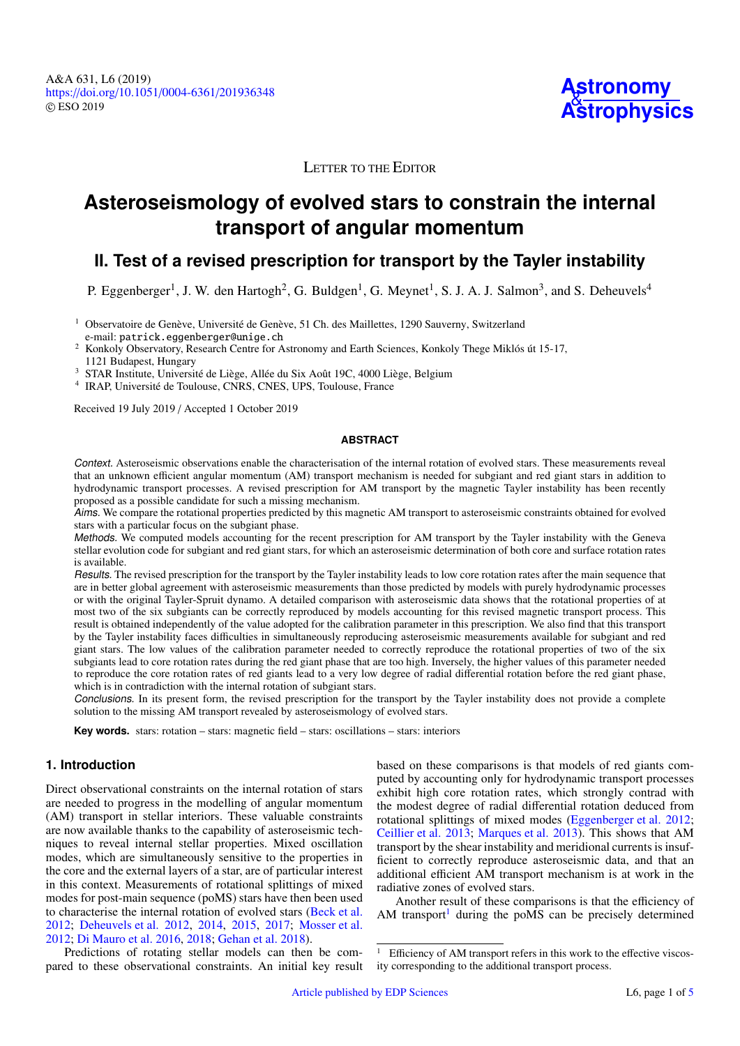# Asteroseismology of evolved stars to constrain the internal transport of angular momentum

## II. Test of a revised prescription for transport by the Tayler instability

P. Eggenberger[1], J. W. den Hartogh[2], G. Buldgen[1], G. Meynet[1], S. J. A. J. Salmon[3], and S. Deheuvels[4]

[1] Observatoire de Genève, Université de Genève, 51 Ch. des Maillettes, 1290 Sauverny, Switzerland
e-mail: patrick.eggenberger@unige.ch

[2] Konkoly Observatory, Research Centre for Astronomy and Earth Sciences, Konkoly Thege Miklós út 15-17, 1121 Budapest, Hungary

[3] STAR Institute, Université de Liège, Allée du Six Août 19C, 4000 Liège, Belgium

[4] IRAP, Université de Toulouse, CNRS, CNES, UPS, Toulouse, France

Received 19 July 2019 / Accepted 1 October 2019

### ABSTRACT

*Context.* Asteroseismic observations enable the characterisation of the internal rotation of evolved stars. These measurements reveal that an unknown efficient angular momentum (AM) transport mechanism is needed for subgiant and red giant stars in addition to hydrodynamic transport processes. A revised prescription for AM transport by the magnetic Tayler instability has been recently proposed as a possible candidate for such a missing mechanism.

*Aims.* We compare the rotational properties predicted by this magnetic AM transport to asteroseismic constraints obtained for evolved stars with a particular focus on the subgiant phase.

*Methods.* We computed models accounting for the recent prescription for AM transport by the Tayler instability with the Geneva stellar evolution code for subgiant and red giant stars, for which an asteroseismic determination of both core and surface rotation rates is available.

*Results.* The revised prescription for the transport by the Tayler instability leads to low core rotation rates after the main sequence that are in better global agreement with asteroseismic measurements than those predicted by models with purely hydrodynamic processes or with the original Tayler-Spruit dynamo. A detailed comparison with asteroseismic data shows that the rotational properties of at most two of the six subgiants can be correctly reproduced by models accounting for this revised magnetic transport process. This result is obtained independently of the value adopted for the calibration parameter in this prescription. We also find that this transport by the Tayler instability faces difficulties in simultaneously reproducing asteroseismic measurements available for subgiant and red giant stars. The low values of the calibration parameter needed to correctly reproduce the rotational properties of two of the six subgiants lead to core rotation rates during the red giant phase that are too high. Inversely, the higher values of this parameter needed to reproduce the core rotation rates of red giants lead to a very low degree of radial differential rotation before the red giant phase, which is in contradiction with the internal rotation of subgiant stars.

*Conclusions.* In its present form, the revised prescription for the transport by the Tayler instability does not provide a complete solution to the missing AM transport revealed by asteroseismology of evolved stars.

**Key words.** stars: rotation – stars: magnetic field – stars: oscillations – stars: interiors

## 1. Introduction

Direct observational constraints on the internal rotation of stars are needed to progress in the modelling of angular momentum (AM) transport in stellar interiors. These valuable constraints are now available thanks to the capability of asteroseismic techniques to reveal internal stellar properties. Mixed oscillation modes, which are simultaneously sensitive to the properties in the core and the external layers of a star, are of particular interest in this context. Measurements of rotational splittings of mixed modes for post-main sequence (poMS) stars have then been used to characterise the internal rotation of evolved stars (Beck et al. 2012; Deheuvels et al. 2012, 2014, 2015, 2017; Mosser et al. 2012; Di Mauro et al. 2016, 2018; Gehan et al. 2018).

Predictions of rotating stellar models can then be compared to these observational constraints. An initial key result based on these comparisons is that models of red giants computed by accounting only for hydrodynamic transport processes exhibit high core rotation rates, which strongly contrad with the modest degree of radial differential rotation deduced from rotational splittings of mixed modes (Eggenberger et al. 2012; Ceillier et al. 2013; Marques et al. 2013). This shows that AM transport by the shear instability and meridional currents is insufficient to correctly reproduce asteroseismic data, and that an additional efficient AM transport mechanism is at work in the radiative zones of evolved stars.

Another result of these comparisons is that the efficiency of AM transport[1] during the poMS can be precisely determined

[1] Efficiency of AM transport refers in this work to the effective viscosity corresponding to the additional transport process.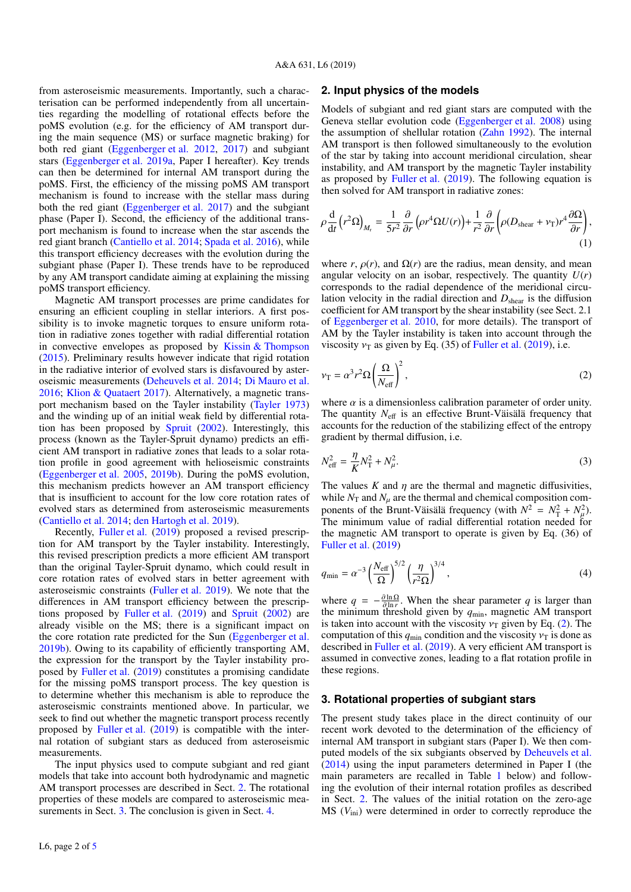from asteroseismic measurements. Importantly, such a characterisation can be performed independently from all uncertainties regarding the modelling of rotational effects before the poMS evolution (e.g. for the efficiency of AM transport during the main sequence (MS) or surface magnetic braking) for both red giant (Eggenberger et al. 2012, 2017) and subgiant stars (Eggenberger et al. 2019a, Paper I hereafter). Key trends can then be determined for internal AM transport during the poMS. First, the efficiency of the missing poMS AM transport mechanism is found to increase with the stellar mass during both the red giant (Eggenberger et al. 2017) and the subgiant phase (Paper I). Second, the efficiency of the additional transport mechanism is found to increase when the star ascends the red giant branch (Cantiello et al. 2014; Spada et al. 2016), while this transport efficiency decreases with the evolution during the subgiant phase (Paper I). These trends have to be reproduced by any AM transport candidate aiming at explaining the missing poMS transport efficiency.

Magnetic AM transport processes are prime candidates for ensuring an efficient coupling in stellar interiors. A first possibility is to invoke magnetic torques to ensure uniform rotation in radiative zones together with radial differential rotation in convective envelopes as proposed by Kissin & Thompson (2015). Preliminary results however indicate that rigid rotation in the radiative interior of evolved stars is disfavoured by asteroseismic measurements (Deheuvels et al. 2014; Di Mauro et al. 2016; Klion & Quataert 2017). Alternatively, a magnetic transport mechanism based on the Tayler instability (Tayler 1973) and the winding up of an initial weak field by differential rotation has been proposed by Spruit (2002). Interestingly, this process (known as the Tayler-Spruit dynamo) predicts an efficient AM transport in radiative zones that leads to a solar rotation profile in good agreement with helioseismic constraints (Eggenberger et al. 2005, 2019b). During the poMS evolution, this mechanism predicts however an AM transport efficiency that is insufficient to account for the low core rotation rates of evolved stars as determined from asteroseismic measurements (Cantiello et al. 2014; den Hartogh et al. 2019).

Recently, Fuller et al. (2019) proposed a revised prescription for AM transport by the Tayler instability. Interestingly, this revised prescription predicts a more efficient AM transport than the original Tayler-Spruit dynamo, which could result in core rotation rates of evolved stars in better agreement with asteroseismic constraints (Fuller et al. 2019). We note that the differences in AM transport efficiency between the prescriptions proposed by Fuller et al. (2019) and Spruit (2002) are already visible on the MS; there is a significant impact on the core rotation rate predicted for the Sun (Eggenberger et al. 2019b). Owing to its capability of efficiently transporting AM, the expression for the transport by the Tayler instability proposed by Fuller et al. (2019) constitutes a promising candidate for the missing poMS transport process. The key question is to determine whether this mechanism is able to reproduce the asteroseismic constraints mentioned above. In particular, we seek to find out whether the magnetic transport process recently proposed by Fuller et al. (2019) is compatible with the internal rotation of subgiant stars as deduced from asteroseismic measurements.

The input physics used to compute subgiant and red giant models that take into account both hydrodynamic and magnetic AM transport processes are described in Sect. 2. The rotational properties of these models are compared to asteroseismic measurements in Sect. 3. The conclusion is given in Sect. 4.

## 2. Input physics of the models

Models of subgiant and red giant stars are computed with the Geneva stellar evolution code (Eggenberger et al. 2008) using the assumption of shellular rotation (Zahn 1992). The internal AM transport is then followed simultaneously to the evolution of the star by taking into account meridional circulation, shear instability, and AM transport by the magnetic Tayler instability as proposed by Fuller et al. (2019). The following equation is then solved for AM transport in radiative zones:

$$\rho \frac{\mathrm{d}}{\mathrm{d}t}\left(r^2\Omega\right)_{M_r} = \frac{1}{5r^2}\frac{\partial}{\partial r}\left(\rho r^4 \Omega U(r)\right) + \frac{1}{r^2}\frac{\partial}{\partial r}\left(\rho (D_{\rm shear}+\nu_{\rm T}) r^4 \frac{\partial \Omega}{\partial r}\right), \quad (1)$$

where $r$, $\rho(r)$, and $\Omega(r)$ are the radius, mean density, and mean angular velocity on an isobar, respectively. The quantity $U(r)$ corresponds to the radial dependence of the meridional circulation velocity in the radial direction and $D_{\rm shear}$ is the diffusion coefficient for AM transport by the shear instability (see Sect. 2.1 of Eggenberger et al. 2010, for more details). The transport of AM by the Tayler instability is taken into account through the viscosity $\nu_{\rm T}$ as given by Eq. (35) of Fuller et al. (2019), i.e.

$$\nu_{\rm T} = \alpha^3 r^2 \Omega \left(\frac{\Omega}{N_{\rm eff}}\right)^2, \quad (2)$$

where $\alpha$ is a dimensionless calibration parameter of order unity. The quantity $N_{\rm eff}$ is an effective Brunt-Väisälä frequency that accounts for the reduction of the stabilizing effect of the entropy gradient by thermal diffusion, i.e.

$$N_{\rm eff}^2 = \frac{\eta}{K}N_{\rm T}^2 + N_{\mu}^2. \quad (3)$$

The values $K$ and $\eta$ are the thermal and magnetic diffusivities, while $N_{\rm T}$ and $N_{\mu}$ are the thermal and chemical composition components of the Brunt-Väisälä frequency (with $N^2 = N_{\rm T}^2 + N_{\mu}^2$). The minimum value of radial differential rotation needed for the magnetic AM transport to operate is given by Eq. (36) of Fuller et al. (2019)

$$q_{\rm min} = \alpha^{-3}\left(\frac{N_{\rm eff}}{\Omega}\right)^{5/2}\left(\frac{\eta}{r^2\Omega}\right)^{3/4}, \quad (4)$$

where $q = -\frac{\partial \ln \Omega}{\partial \ln r}$. When the shear parameter $q$ is larger than the minimum threshold given by $q_{\rm min}$, magnetic AM transport is taken into account with the viscosity $\nu_{\rm T}$ given by Eq. (2). The computation of this $q_{\rm min}$ condition and the viscosity $\nu_{\rm T}$ is done as described in Fuller et al. (2019). A very efficient AM transport is assumed in convective zones, leading to a flat rotation profile in these regions.

## 3. Rotational properties of subgiant stars

The present study takes place in the direct continuity of our recent work devoted to the determination of the efficiency of internal AM transport in subgiant stars (Paper I). We then computed models of the six subgiants observed by Deheuvels et al. (2014) using the input parameters determined in Paper I (the main parameters are recalled in Table 1 below) and following the evolution of their internal rotation profiles as described in Sect. 2. The values of the initial rotation on the zero-age MS ($V_{\rm ini}$) were determined in order to correctly reproduce the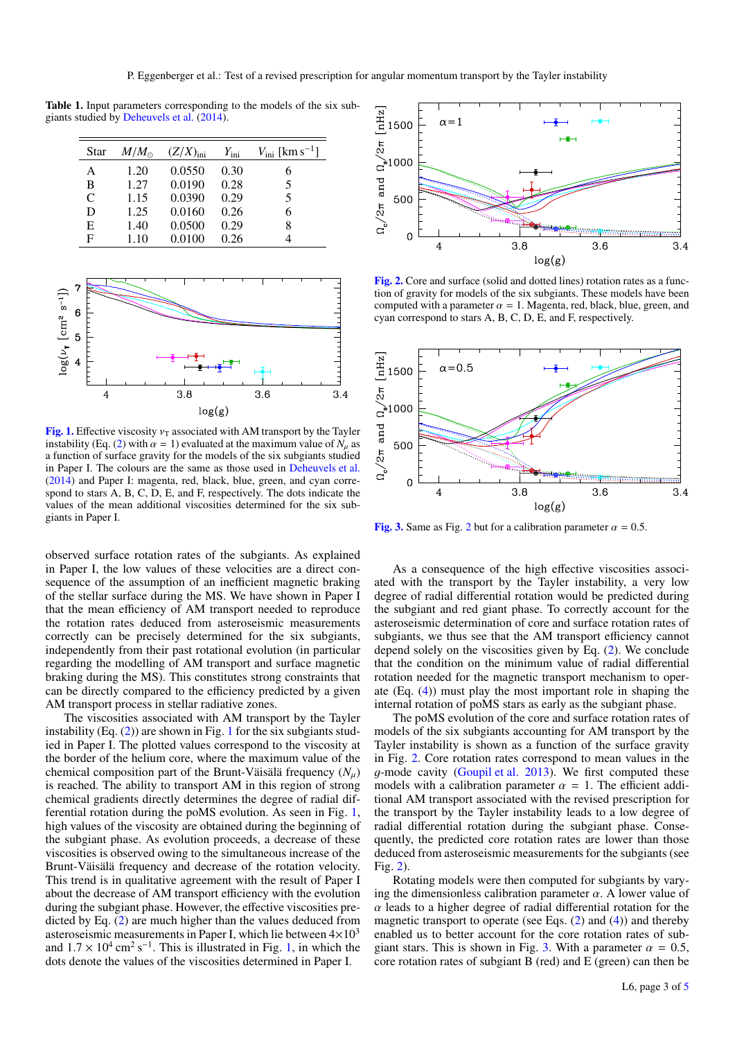**Table 1.** Input parameters corresponding to the models of the six subgiants studied by Deheuvels et al. (2014).

| Star | $M/M_{\odot}$ | $(Z/X)_{\rm ini}$ | $Y_{\rm ini}$ | $V_{\rm ini}$ [km s$^{-1}$] |
|---|---|---|---|---|
| A | 1.20 | 0.0550 | 0.30 | 6 |
| B | 1.27 | 0.0190 | 0.28 | 5 |
| C | 1.15 | 0.0390 | 0.29 | 5 |
| D | 1.25 | 0.0160 | 0.26 | 6 |
| E | 1.40 | 0.0500 | 0.29 | 8 |
| F | 1.10 | 0.0100 | 0.26 | 4 |

**Fig. 1.** Effective viscosity $\nu_{\rm T}$ associated with AM transport by the Tayler instability (Eq. (2) with $\alpha = 1$) evaluated at the maximum value of $N_{\mu}$ as a function of surface gravity for the models of the six subgiants studied in Paper I. The colours are the same as those used in Deheuvels et al. (2014) and Paper I: magenta, red, black, blue, green, and cyan correspond to stars A, B, C, D, E, and F, respectively. The dots indicate the values of the mean additional viscosities determined for the six subgiants in Paper I.

observed surface rotation rates of the subgiants. As explained in Paper I, the low values of these velocities are a direct consequence of the assumption of an inefficient magnetic braking of the stellar surface during the MS. We have shown in Paper I that the mean efficiency of AM transport needed to reproduce the rotation rates deduced from asteroseismic measurements correctly can be precisely determined for the six subgiants, independently from their past rotational evolution (in particular regarding the modelling of AM transport and surface magnetic braking during the MS). This constitutes strong constraints that can be directly compared to the efficiency predicted by a given AM transport process in stellar radiative zones.

The viscosities associated with AM transport by the Tayler instability (Eq. (2)) are shown in Fig. 1 for the six subgiants studied in Paper I. The plotted values correspond to the viscosity at the border of the helium core, where the maximum value of the chemical composition part of the Brunt-Väisälä frequency ($N_{\mu}$) is reached. The ability to transport AM in this region of strong chemical gradients directly determines the degree of radial differential rotation during the poMS evolution. As seen in Fig. 1, high values of the viscosity are obtained during the beginning of the subgiant phase. As evolution proceeds, a decrease of these viscosities is observed owing to the simultaneous increase of the Brunt-Väisälä frequency and decrease of the rotation velocity. This trend is in qualitative agreement with the result of Paper I about the decrease of AM transport efficiency with the evolution during the subgiant phase. However, the effective viscosities predicted by Eq. (2) are much higher than the values deduced from asteroseismic measurements in Paper I, which lie between $4{\times}10^{3}$ and $1.7 \times 10^{4}$ cm$^{2}$ s$^{-1}$. This is illustrated in Fig. 1, in which the dots denote the values of the viscosities determined in Paper I.

**Fig. 2.** Core and surface (solid and dotted lines) rotation rates as a function of gravity for models of the six subgiants. These models have been computed with a parameter $\alpha = 1$. Magenta, red, black, blue, green, and cyan correspond to stars A, B, C, D, E, and F, respectively.

**Fig. 3.** Same as Fig. 2 but for a calibration parameter $\alpha = 0.5$.

As a consequence of the high effective viscosities associated with the transport by the Tayler instability, a very low degree of radial differential rotation would be predicted during the subgiant and red giant phase. To correctly account for the asteroseismic determination of core and surface rotation rates of subgiants, we thus see that the AM transport efficiency cannot depend solely on the viscosities given by Eq. (2). We conclude that the condition on the minimum value of radial differential rotation needed for the magnetic transport mechanism to operate (Eq. (4)) must play the most important role in shaping the internal rotation of poMS stars as early as the subgiant phase.

The poMS evolution of the core and surface rotation rates of models of the six subgiants accounting for AM transport by the Tayler instability is shown as a function of the surface gravity in Fig. 2. Core rotation rates correspond to mean values in the $g$-mode cavity (Goupil et al. 2013). We first computed these models with a calibration parameter $\alpha = 1$. The efficient additional AM transport associated with the revised prescription for the transport by the Tayler instability leads to a low degree of radial differential rotation during the subgiant phase. Consequently, the predicted core rotation rates are lower than those deduced from asteroseismic measurements for the subgiants (see Fig. 2).

Rotating models were then computed for subgiants by varying the dimensionless calibration parameter $\alpha$. A lower value of $\alpha$ leads to a higher degree of radial differential rotation for the magnetic transport to operate (see Eqs. (2) and (4)) and thereby enabled us to better account for the core rotation rates of subgiant stars. This is shown in Fig. 3. With a parameter $\alpha = 0.5$, core rotation rates of subgiant B (red) and E (green) can then be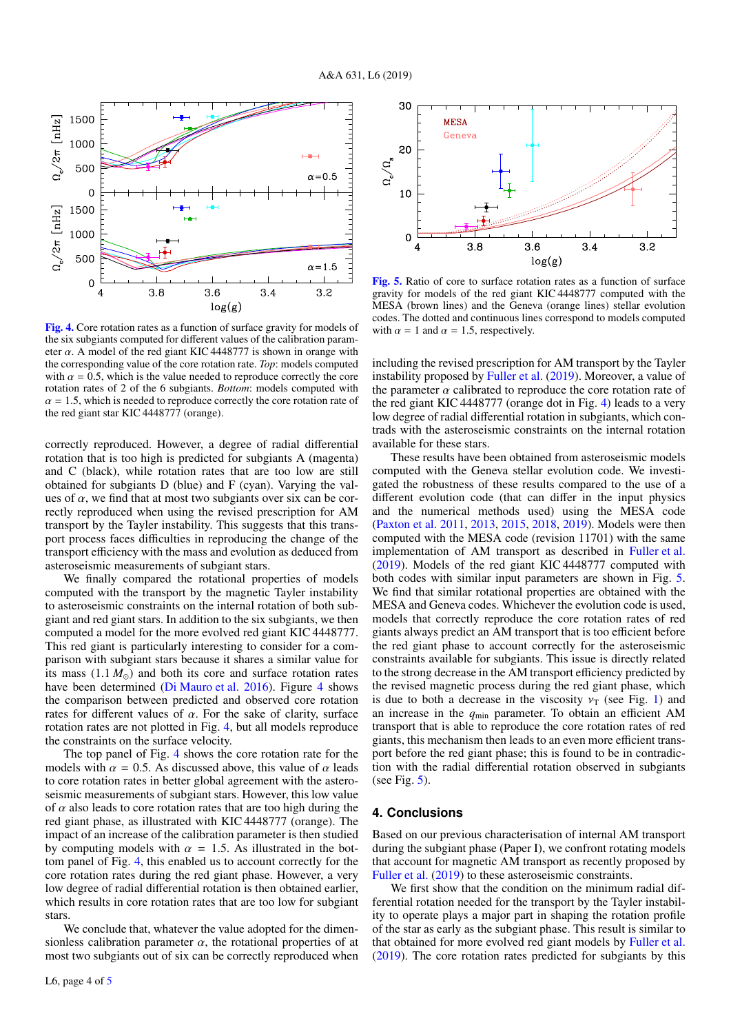Fig. 4. Core rotation rates as a function of surface gravity for models of the six subgiants computed for different values of the calibration parameter $\alpha$. A model of the red giant KIC 4448777 is shown in orange with the corresponding value of the core rotation rate. *Top*: models computed with $\alpha = 0.5$, which is the value needed to reproduce correctly the core rotation rates of 2 of the 6 subgiants. *Bottom*: models computed with $\alpha = 1.5$, which is needed to reproduce correctly the core rotation rate of the red giant star KIC 4448777 (orange).

Fig. 5. Ratio of core to surface rotation rates as a function of surface gravity for models of the red giant KIC 4448777 computed with the MESA (brown lines) and the Geneva (orange lines) stellar evolution codes. The dotted and continuous lines correspond to models computed with $\alpha = 1$ and $\alpha = 1.5$, respectively.

correctly reproduced. However, a degree of radial differential rotation that is too high is predicted for subgiants A (magenta) and C (black), while rotation rates that are too low are still obtained for subgiants D (blue) and F (cyan). Varying the values of $\alpha$, we find that at most two subgiants over six can be correctly reproduced when using the revised prescription for AM transport by the Tayler instability. This suggests that this transport process faces difficulties in reproducing the change of the transport efficiency with the mass and evolution as deduced from asteroseismic measurements of subgiant stars.

We finally compared the rotational properties of models computed with the transport by the magnetic Tayler instability to asteroseismic constraints on the internal rotation of both subgiant and red giant stars. In addition to the six subgiants, we then computed a model for the more evolved red giant KIC 4448777. This red giant is particularly interesting to consider for a comparison with subgiant stars because it shares a similar value for its mass (1.1 $M_{\odot}$) and both its core and surface rotation rates have been determined (Di Mauro et al. 2016). Figure 4 shows the comparison between predicted and observed core rotation rates for different values of $\alpha$. For the sake of clarity, surface rotation rates are not plotted in Fig. 4, but all models reproduce the constraints on the surface velocity.

The top panel of Fig. 4 shows the core rotation rate for the models with $\alpha = 0.5$. As discussed above, this value of $\alpha$ leads to core rotation rates in better global agreement with the asteroseismic measurements of subgiant stars. However, this low value of $\alpha$ also leads to core rotation rates that are too high during the red giant phase, as illustrated with KIC 4448777 (orange). The impact of an increase of the calibration parameter is then studied by computing models with $\alpha = 1.5$. As illustrated in the bottom panel of Fig. 4, this enabled us to account correctly for the core rotation rates during the red giant phase. However, a very low degree of radial differential rotation is then obtained earlier, which results in core rotation rates that are too low for subgiant stars.

We conclude that, whatever the value adopted for the dimensionless calibration parameter $\alpha$, the rotational properties of at most two subgiants out of six can be correctly reproduced when including the revised prescription for AM transport by the Tayler instability proposed by Fuller et al. (2019). Moreover, a value of the parameter $\alpha$ calibrated to reproduce the core rotation rate of the red giant KIC 4448777 (orange dot in Fig. 4) leads to a very low degree of radial differential rotation in subgiants, which contrasts with the asteroseismic constraints on the internal rotation available for these stars.

These results have been obtained from asteroseismic models computed with the Geneva stellar evolution code. We investigated the robustness of these results compared to the use of a different evolution code (that can differ in the input physics and the numerical methods used) using the MESA code (Paxton et al. 2011, 2013, 2015, 2018, 2019). Models were then computed with the MESA code (revision 11701) with the same implementation of AM transport as described in Fuller et al. (2019). Models of the red giant KIC 4448777 computed with both codes with similar input parameters are shown in Fig. 5. We find that similar rotational properties are obtained with the MESA and Geneva codes. Whichever the evolution code is used, models that correctly reproduce the core rotation rates of red giants always predict an AM transport that is too efficient before the red giant phase to account correctly for the asteroseismic constraints available for subgiants. This issue is directly related to the strong decrease in the AM transport efficiency predicted by the revised magnetic process during the red giant phase, which is due to both a decrease in the viscosity $\nu_{\mathrm{T}}$ (see Fig. 1) and an increase in the $q_{\mathrm{min}}$ parameter. To obtain an efficient AM transport that is able to reproduce the core rotation rates of red giants, this mechanism then leads to an even more efficient transport before the red giant phase; this is found to be in contradiction with the radial differential rotation observed in subgiants (see Fig. 5).

## 4. Conclusions

Based on our previous characterisation of internal AM transport during the subgiant phase (Paper I), we confront rotating models that account for magnetic AM transport as recently proposed by Fuller et al. (2019) to these asteroseismic constraints.

We first show that the condition on the minimum radial differential rotation needed for the transport by the Tayler instability to operate plays a major part in shaping the rotation profile of the star as early as the subgiant phase. This result is similar to that obtained for more evolved red giant models by Fuller et al. (2019). The core rotation rates predicted for subgiants by this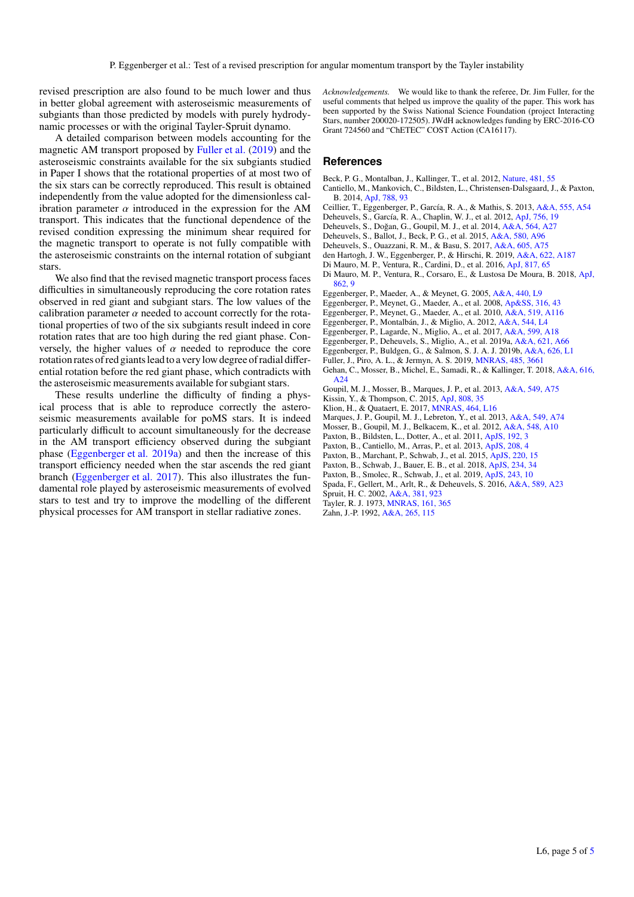revised prescription are also found to be much lower and thus in better global agreement with asteroseismic measurements of subgiants than those predicted by models with purely hydrodynamic processes or with the original Tayler-Spruit dynamo.

A detailed comparison between models accounting for the magnetic AM transport proposed by Fuller et al. (2019) and the asteroseismic constraints available for the six subgiants studied in Paper I shows that the rotational properties of at most two of the six stars can be correctly reproduced. This result is obtained independently from the value adopted for the dimensionless calibration parameter $\alpha$ introduced in the expression for the AM transport. This indicates that the functional dependence of the revised condition expressing the minimum shear required for the magnetic transport to operate is not fully compatible with the asteroseismic constraints on the internal rotation of subgiant stars.

We also find that the revised magnetic transport process faces difficulties in simultaneously reproducing the core rotation rates observed in red giant and subgiant stars. The low values of the calibration parameter $\alpha$ needed to account correctly for the rotational properties of two of the six subgiants result indeed in core rotation rates that are too high during the red giant phase. Conversely, the higher values of $\alpha$ needed to reproduce the core rotation rates of red giants lead to a very low degree of radial differential rotation before the red giant phase, which contradicts with the asteroseismic measurements available for subgiant stars.

These results underline the difficulty of finding a physical process that is able to reproduce correctly the asteroseismic measurements available for poMS stars. It is indeed particularly difficult to account simultaneously for the decrease in the AM transport efficiency observed during the subgiant phase (Eggenberger et al. 2019a) and then the increase of this transport efficiency needed when the star ascends the red giant branch (Eggenberger et al. 2017). This also illustrates the fundamental role played by asteroseismic measurements of evolved stars to test and try to improve the modelling of the different physical processes for AM transport in stellar radiative zones.

*Acknowledgements.* We would like to thank the referee, Dr. Jim Fuller, for the useful comments that helped us improve the quality of the paper. This work has been supported by the Swiss National Science Foundation (project Interacting Stars, number 200020-172505). JWdH acknowledges funding by ERC-2016-CO Grant 724560 and "ChETEC" COST Action (CA16117).

## References

Beck, P. G., Montalban, J., Kallinger, T., et al. 2012, Nature, 481, 55
Cantiello, M., Mankovich, C., Bildsten, L., Christensen-Dalsgaard, J., & Paxton, B. 2014, ApJ, 788, 93
Ceillier, T., Eggenberger, P., García, R. A., & Mathis, S. 2013, A&A, 555, A54
Deheuvels, S., García, R. A., Chaplin, W. J., et al. 2012, ApJ, 756, 19
Deheuvels, S., Doğan, G., Goupil, M. J., et al. 2014, A&A, 564, A27
Deheuvels, S., Ballot, J., Beck, P. G., et al. 2015, A&A, 580, A96
Deheuvels, S., Ouazzani, R. M., & Basu, S. 2017, A&A, 605, A75
den Hartogh, J. W., Eggenberger, P., & Hirschi, R. 2019, A&A, 622, A187
Di Mauro, M. P., Ventura, R., Cardini, D., et al. 2016, ApJ, 817, 65
Di Mauro, M. P., Ventura, R., Corsaro, E., & Lustosa De Moura, B. 2018, ApJ, 862, 9
Eggenberger, P., Maeder, A., & Meynet, G. 2005, A&A, 440, L9
Eggenberger, P., Meynet, G., Maeder, A., et al. 2008, Ap&SS, 316, 43
Eggenberger, P., Meynet, G., Maeder, A., et al. 2010, A&A, 519, A116
Eggenberger, P., Montalbán, J., & Miglio, A. 2012, A&A, 544, L4
Eggenberger, P., Lagarde, N., Miglio, A., et al. 2017, A&A, 599, A18
Eggenberger, P., Deheuvels, S., Miglio, A., et al. 2019a, A&A, 621, A66
Eggenberger, P., Buldgen, G., & Salmon, S. J. A. J. 2019b, A&A, 626, L1
Fuller, J., Piro, A. L., & Jermyn, A. S. 2019, MNRAS, 485, 3661
Gehan, C., Mosser, B., Michel, E., Samadi, R., & Kallinger, T. 2018, A&A, 616, A24
Goupil, M. J., Mosser, B., Marques, J. P., et al. 2013, A&A, 549, A75
Kissin, Y., & Thompson, C. 2015, ApJ, 808, 35
Klion, H., & Quataert, E. 2017, MNRAS, 464, L16
Marques, J. P., Goupil, M. J., Lebreton, Y., et al. 2013, A&A, 549, A74
Mosser, B., Goupil, M. J., Belkacem, K., et al. 2012, A&A, 548, A10
Paxton, B., Bildsten, L., Dotter, A., et al. 2011, ApJS, 192, 3
Paxton, B., Cantiello, M., Arras, P., et al. 2013, ApJS, 208, 4
Paxton, B., Marchant, P., Schwab, J., et al. 2015, ApJS, 220, 15
Paxton, B., Schwab, J., Bauer, E. B., et al. 2018, ApJS, 234, 34
Paxton, B., Smolec, R., Schwab, J., et al. 2019, ApJS, 243, 10
Spada, F., Gellert, M., Arlt, R., & Deheuvels, S. 2016, A&A, 589, A23
Spruit, H. C. 2002, A&A, 381, 923
Tayler, R. J. 1973, MNRAS, 161, 365
Zahn, J.-P. 1992, A&A, 265, 115